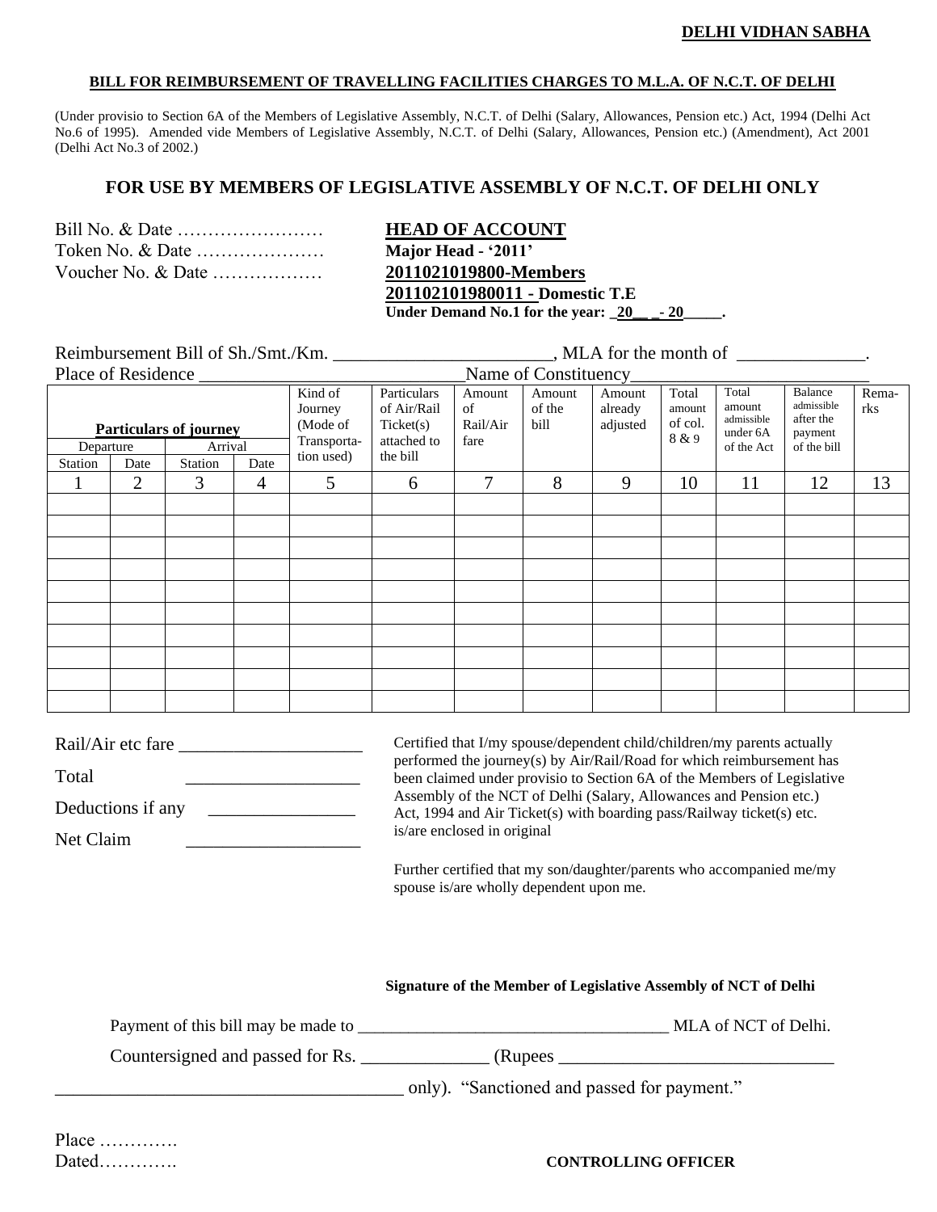**DELHI VIDHAN SABHA**

**BILL FOR REIMBURSEMENT OF TRAVELLING FACILITIES CHARGES TO M.L.A. OF N.C.T. OF DELHI**

(Under provisio to Section 6A of the Members of Legislative Assembly, N.C.T. of Delhi (Salary, Allowances, Pension etc.) Act, 1994 (Delhi Act No.6 of 1995). Amended vide Members of Legislative Assembly, N.C.T. of Delhi (Salary, Allowances, Pension etc.) (Amendment), Act 2001 (Delhi Act No.3 of 2002.)

## FOR USE BY MEMBERS OF LEGISLATIVE ASSEMBLY OF N.C.T. OF DELHI ONLY

Bill No. & Date ……………………
Token No. & Date …………………
Voucher No. & Date ………………

**HEAD OF ACCOUNT**
**Major Head - '2011'**
**2011021019800-Members**
**201102101980011 - Domestic T.E**
**Under Demand No.1 for the year: _20__ _- 20_____.**

Reimbursement Bill of Sh./Smt./Km. _______________________, MLA for the month of ______________.
Place of Residence _____________________________Name of Constituency_________________________

| Particulars of journey | | | | Kind of Journey (Mode of Transporta-tion used) | Particulars of Air/Rail Ticket(s) attached to the bill | Amount of Rail/Air fare | Amount of the bill | Amount already adjusted | Total amount of col. 8 & 9 | Total amount admissible under 6A of the Act | Balance admissible after the payment of the bill | Rema-rks |
|---|---|---|---|---|---|---|---|---|---|---|---|---|
| Departure | | Arrival | | | | | | | | | | |
| Station | Date | Station | Date | | | | | | | | | |
| 1 | 2 | 3 | 4 | 5 | 6 | 7 | 8 | 9 | 10 | 11 | 12 | 13 |
| | | | | | | | | | | | | |
| | | | | | | | | | | | | |
| | | | | | | | | | | | | |
| | | | | | | | | | | | | |
| | | | | | | | | | | | | |
| | | | | | | | | | | | | |
| | | | | | | | | | | | | |
| | | | | | | | | | | | | |
| | | | | | | | | | | | | |
| | | | | | | | | | | | | |

Rail/Air etc fare ____________________

Total ___________________

Deductions if any ________________

Net Claim ___________________

Certified that I/my spouse/dependent child/children/my parents actually performed the journey(s) by Air/Rail/Road for which reimbursement has been claimed under provisio to Section 6A of the Members of Legislative Assembly of the NCT of Delhi (Salary, Allowances and Pension etc.) Act, 1994 and Air Ticket(s) with boarding pass/Railway ticket(s) etc. is/are enclosed in original

Further certified that my son/daughter/parents who accompanied me/my spouse is/are wholly dependent upon me.

**Signature of the Member of Legislative Assembly of NCT of Delhi**

Payment of this bill may be made to _____________________________________ MLA of NCT of Delhi.

Countersigned and passed for Rs. ______________ (Rupees ______________________________

_____________________________________ only). "Sanctioned and passed for payment."

Place ………….
Dated………….

**CONTROLLING OFFICER**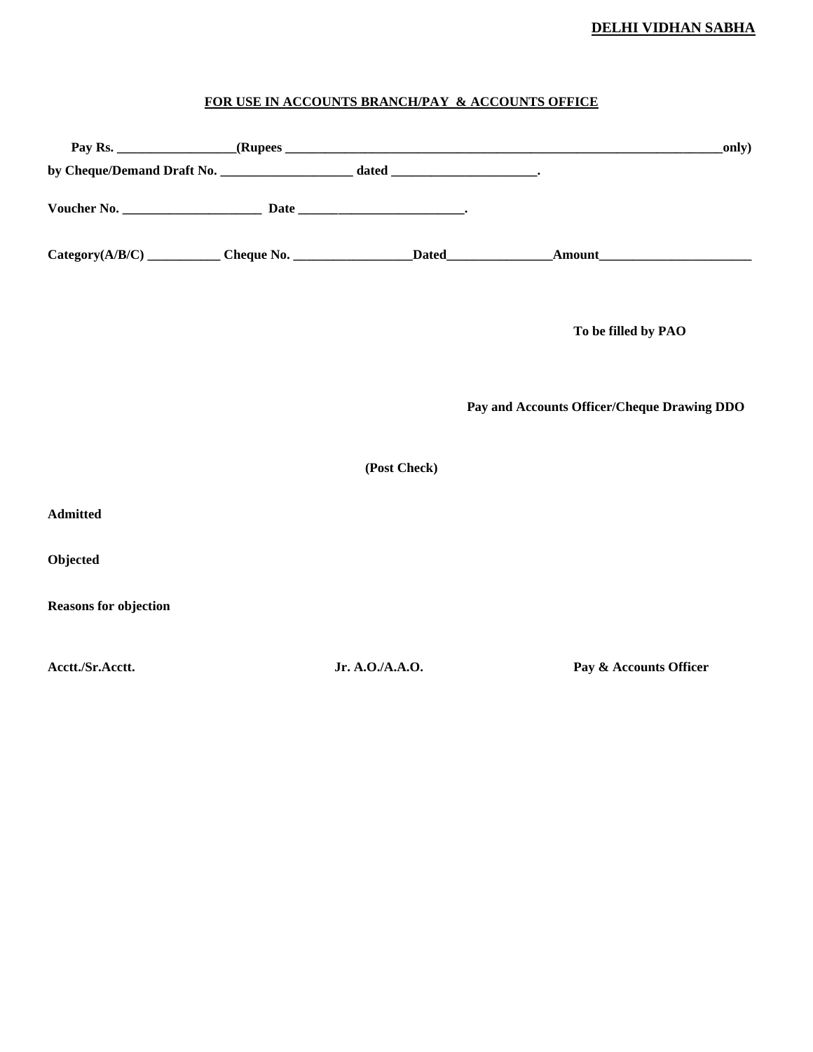**DELHI VIDHAN SABHA**

**FOR USE IN ACCOUNTS BRANCH/PAY & ACCOUNTS OFFICE**

**Pay Rs. _________________(Rupees ______________________________________________________________only)**
**by Cheque/Demand Draft No. ___________________ dated _____________________.**

**Voucher No. ____________________ Date ________________________.**

**Category(A/B/C) ___________ Cheque No. _________________Dated_______________Amount______________________**

**To be filled by PAO**

**Pay and Accounts Officer/Cheque Drawing DDO**

**(Post Check)**

**Admitted**

**Objected**

**Reasons for objection**

**Acctt./Sr.Acctt.** **Jr. A.O./A.A.O.** **Pay & Accounts Officer**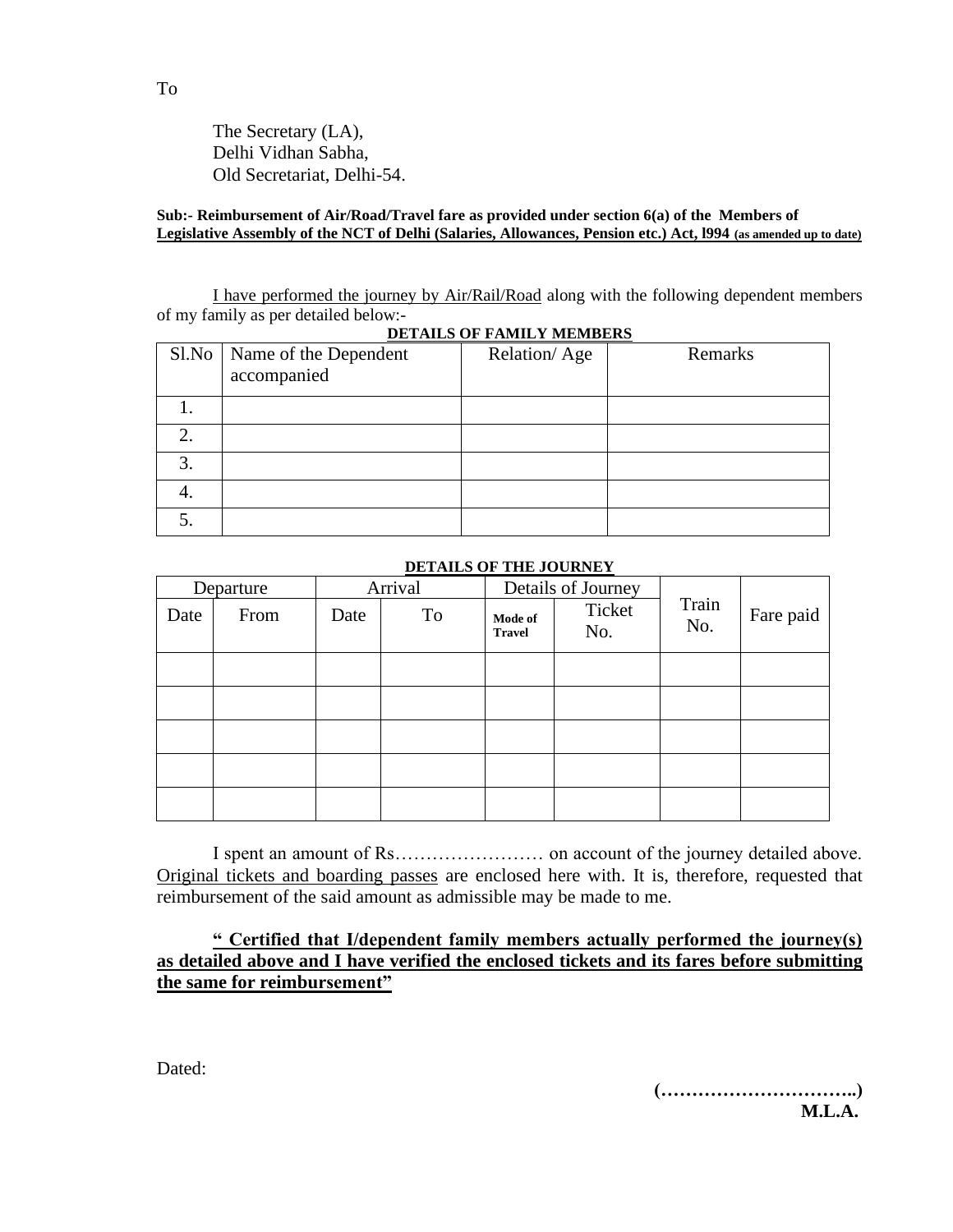To

The Secretary (LA),
Delhi Vidhan Sabha,
Old Secretariat, Delhi-54.

**Sub:- Reimbursement of Air/Road/Travel fare as provided under section 6(a) of the Members of Legislative Assembly of the NCT of Delhi (Salaries, Allowances, Pension etc.) Act, l994 (as amended up to date)**

I have performed the journey by Air/Rail/Road along with the following dependent members of my family as per detailed below:-

**DETAILS OF FAMILY MEMBERS**

| Sl.No | Name of the Dependent accompanied | Relation/ Age | Remarks |
|---|---|---|---|
| 1. | | | |
| 2. | | | |
| 3. | | | |
| 4. | | | |
| 5. | | | |

**DETAILS OF THE JOURNEY**

| Departure | | Arrival | | Details of Journey | | Train No. | Fare paid |
|---|---|---|---|---|---|---|---|
| Date | From | Date | To | Mode of Travel | Ticket No. | | |
| | | | | | | | |
| | | | | | | | |
| | | | | | | | |
| | | | | | | | |
| | | | | | | | |

I spent an amount of Rs…………………… on account of the journey detailed above. Original tickets and boarding passes are enclosed here with. It is, therefore, requested that reimbursement of the said amount as admissible may be made to me.

**" Certified that I/dependent family members actually performed the journey(s) as detailed above and I have verified the enclosed tickets and its fares before submitting the same for reimbursement"**

Dated:

**(…………………………..)**
**M.L.A.**